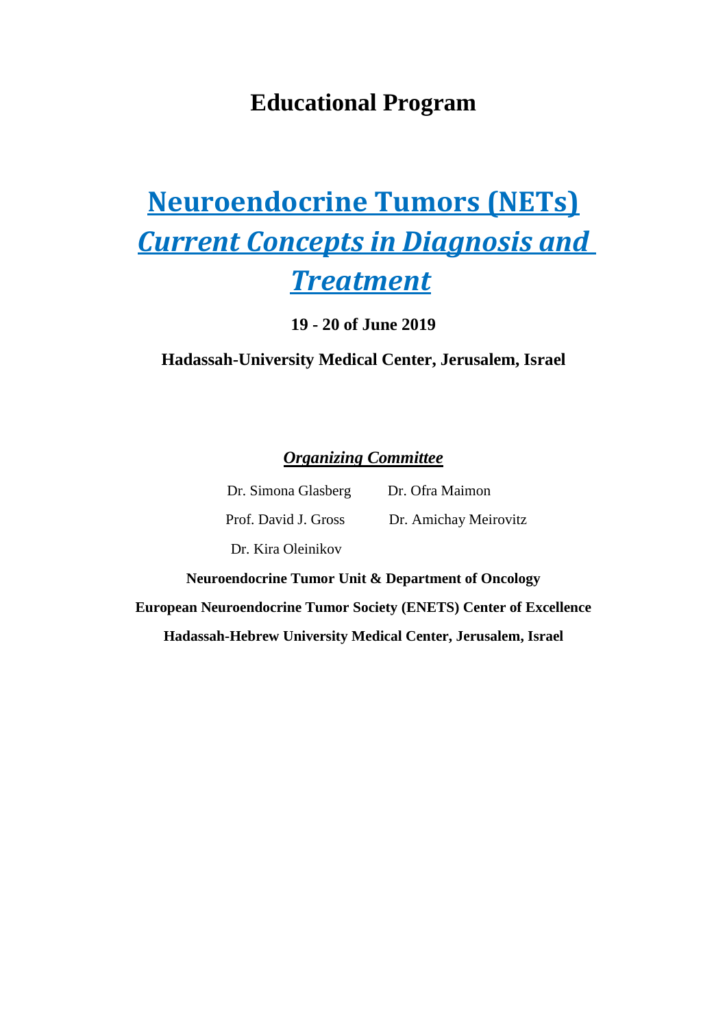# Educational Program

## Neuroendocrine Tumors (NETs)
## *Current Concepts in Diagnosis and Treatment*

**19 - 20 of June 2019**

**Hadassah-University Medical Center, Jerusalem, Israel**

***Organizing Committee***

Dr. Simona Glasberg

Dr. Ofra Maimon

Prof. David J. Gross

Dr. Amichay Meirovitz

Dr. Kira Oleinikov

**Neuroendocrine Tumor Unit & Department of Oncology**

**European Neuroendocrine Tumor Society (ENETS) Center of Excellence**

**Hadassah-Hebrew University Medical Center, Jerusalem, Israel**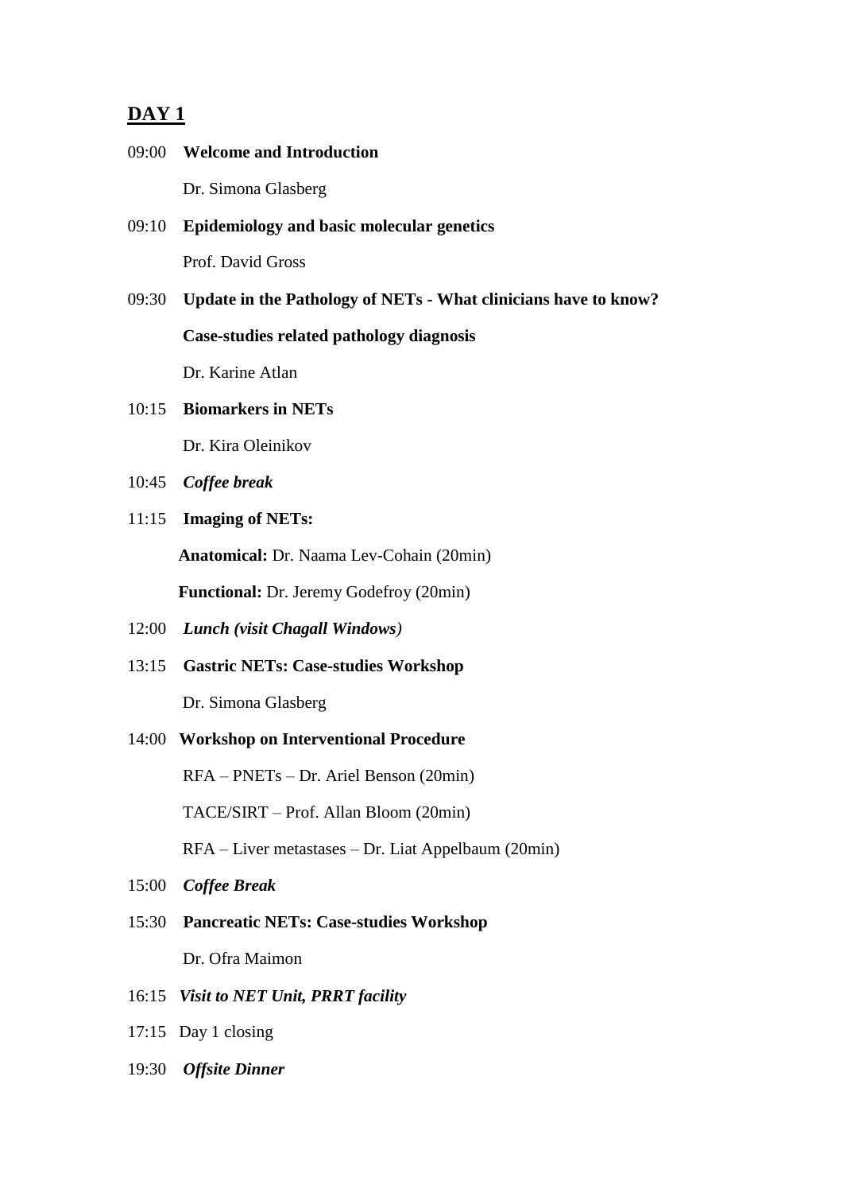## DAY 1

09:00 **Welcome and Introduction**

Dr. Simona Glasberg

09:10 **Epidemiology and basic molecular genetics**

Prof. David Gross

09:30 **Update in the Pathology of NETs - What clinicians have to know?**

**Case-studies related pathology diagnosis**

Dr. Karine Atlan

10:15 **Biomarkers in NETs**

Dr. Kira Oleinikov

10:45 ***Coffee break***

11:15 **Imaging of NETs:**

**Anatomical:** Dr. Naama Lev-Cohain (20min)

**Functional:** Dr. Jeremy Godefroy (20min)

12:00 ***Lunch (visit Chagall Windows)***

13:15 **Gastric NETs: Case-studies Workshop**

Dr. Simona Glasberg

14:00 **Workshop on Interventional Procedure**

RFA – PNETs – Dr. Ariel Benson (20min)

TACE/SIRT – Prof. Allan Bloom (20min)

RFA – Liver metastases – Dr. Liat Appelbaum (20min)

15:00 ***Coffee Break***

15:30 **Pancreatic NETs: Case-studies Workshop**

Dr. Ofra Maimon

16:15 ***Visit to NET Unit, PRRT facility***

17:15 Day 1 closing

19:30 ***Offsite Dinner***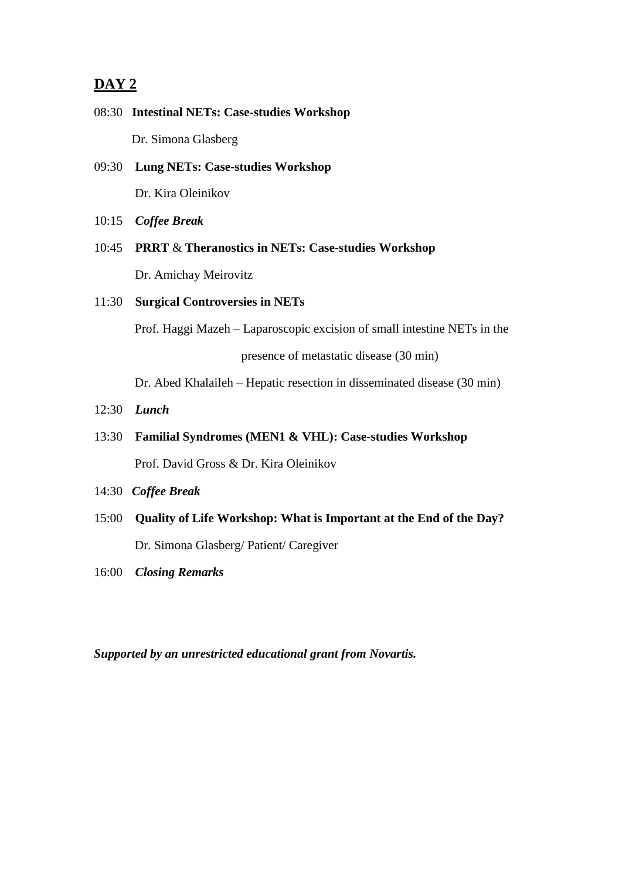## DAY 2

08:30 **Intestinal NETs: Case-studies Workshop**

Dr. Simona Glasberg

09:30 **Lung NETs: Case-studies Workshop**

Dr. Kira Oleinikov

10:15 ***Coffee Break***

10:45 **PRRT** & **Theranostics in NETs: Case-studies Workshop**

Dr. Amichay Meirovitz

11:30 **Surgical Controversies in NETs**

Prof. Haggi Mazeh – Laparoscopic excision of small intestine NETs in the presence of metastatic disease (30 min)

Dr. Abed Khalaileh – Hepatic resection in disseminated disease (30 min)

12:30 ***Lunch***

13:30 **Familial Syndromes (MEN1 & VHL): Case-studies Workshop**

Prof. David Gross & Dr. Kira Oleinikov

14:30 ***Coffee Break***

15:00 **Quality of Life Workshop: What is Important at the End of the Day?**

Dr. Simona Glasberg/ Patient/ Caregiver

16:00 ***Closing Remarks***

***Supported by an unrestricted educational grant from Novartis.***